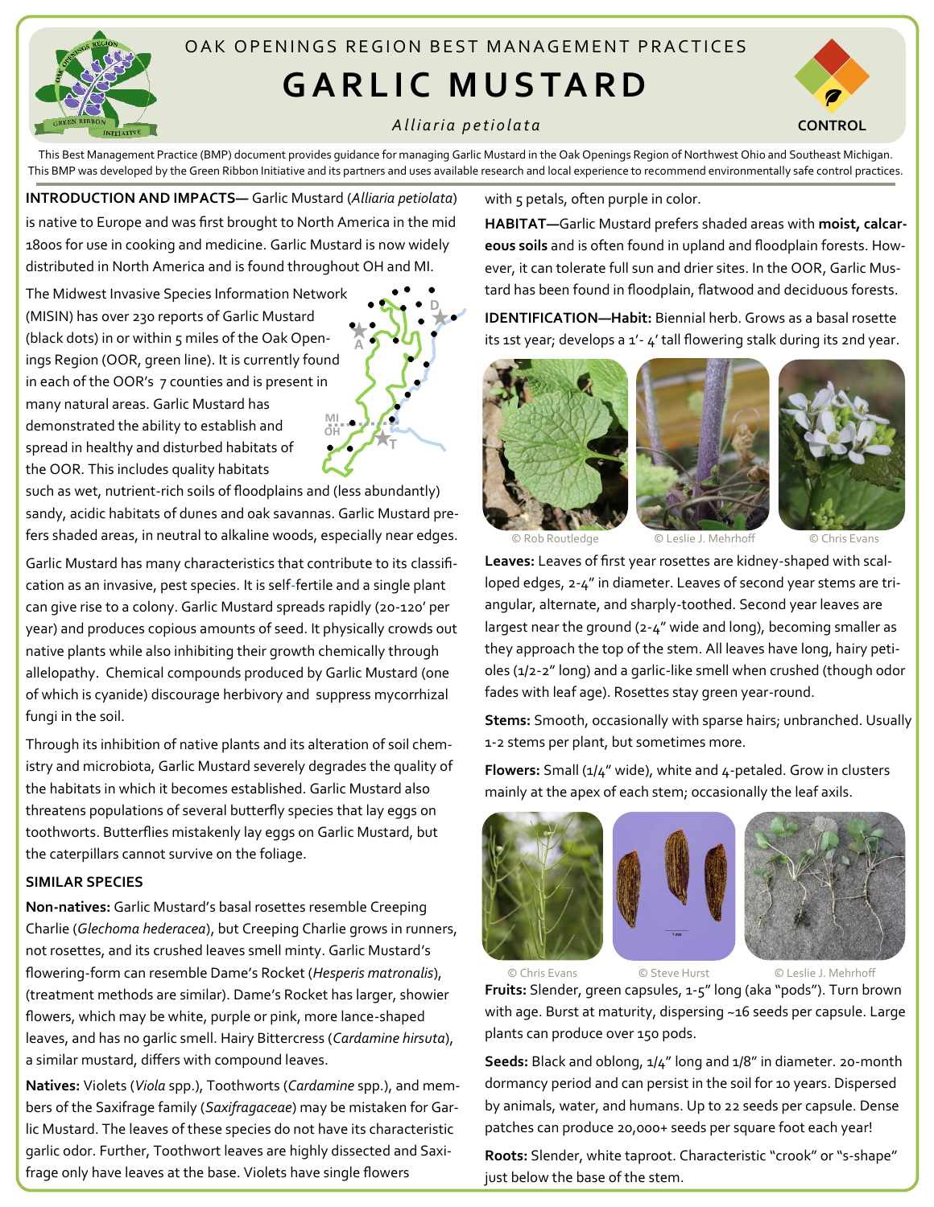OAK OPENINGS REGION BEST MANAGEMENT PRACTICES

# GARLIC MUSTARD

*Alliaria petiolata*

CONTROL

This Best Management Practice (BMP) document provides guidance for managing Garlic Mustard in the Oak Openings Region of Northwest Ohio and Southeast Michigan. This BMP was developed by the Green Ribbon Initiative and its partners and uses available research and local experience to recommend environmentally safe control practices.

**INTRODUCTION AND IMPACTS—** Garlic Mustard (*Alliaria petiolata*) is native to Europe and was first brought to North America in the mid 1800s for use in cooking and medicine. Garlic Mustard is now widely distributed in North America and is found throughout OH and MI.

The Midwest Invasive Species Information Network (MISIN) has over 230 reports of Garlic Mustard (black dots) in or within 5 miles of the Oak Openings Region (OOR, green line). It is currently found in each of the OOR's 7 counties and is present in many natural areas. Garlic Mustard has demonstrated the ability to establish and spread in healthy and disturbed habitats of the OOR. This includes quality habitats such as wet, nutrient-rich soils of floodplains and (less abundantly) sandy, acidic habitats of dunes and oak savannas. Garlic Mustard prefers shaded areas, in neutral to alkaline woods, especially near edges.

Garlic Mustard has many characteristics that contribute to its classification as an invasive, pest species. It is self-fertile and a single plant can give rise to a colony. Garlic Mustard spreads rapidly (20-120' per year) and produces copious amounts of seed. It physically crowds out native plants while also inhibiting their growth chemically through allelopathy. Chemical compounds produced by Garlic Mustard (one of which is cyanide) discourage herbivory and suppress mycorrhizal fungi in the soil.

Through its inhibition of native plants and its alteration of soil chemistry and microbiota, Garlic Mustard severely degrades the quality of the habitats in which it becomes established. Garlic Mustard also threatens populations of several butterfly species that lay eggs on toothworts. Butterflies mistakenly lay eggs on Garlic Mustard, but the caterpillars cannot survive on the foliage.

### SIMILAR SPECIES

**Non-natives:** Garlic Mustard's basal rosettes resemble Creeping Charlie (*Glechoma hederacea*), but Creeping Charlie grows in runners, not rosettes, and its crushed leaves smell minty. Garlic Mustard's flowering-form can resemble Dame's Rocket (*Hesperis matronalis*), (treatment methods are similar). Dame's Rocket has larger, showier flowers, which may be white, purple or pink, more lance-shaped leaves, and has no garlic smell. Hairy Bittercress (*Cardamine hirsuta*), a similar mustard, differs with compound leaves.

**Natives:** Violets (*Viola* spp.), Toothworts (*Cardamine* spp.), and members of the Saxifrage family (*Saxifragaceae*) may be mistaken for Garlic Mustard. The leaves of these species do not have its characteristic garlic odor. Further, Toothwort leaves are highly dissected and Saxifrage only have leaves at the base. Violets have single flowers with 5 petals, often purple in color.

**HABITAT—**Garlic Mustard prefers shaded areas with **moist, calcareous soils** and is often found in upland and floodplain forests. However, it can tolerate full sun and drier sites. In the OOR, Garlic Mustard has been found in floodplain, flatwood and deciduous forests.

**IDENTIFICATION—Habit:** Biennial herb. Grows as a basal rosette its 1st year; develops a 1'- 4' tall flowering stalk during its 2nd year.

© Rob Routledge © Leslie J. Mehrhoff © Chris Evans

**Leaves:** Leaves of first year rosettes are kidney-shaped with scalloped edges, 2-4" in diameter. Leaves of second year stems are triangular, alternate, and sharply-toothed. Second year leaves are largest near the ground (2-4" wide and long), becoming smaller as they approach the top of the stem. All leaves have long, hairy petioles (1/2-2" long) and a garlic-like smell when crushed (though odor fades with leaf age). Rosettes stay green year-round.

**Stems:** Smooth, occasionally with sparse hairs; unbranched. Usually 1-2 stems per plant, but sometimes more.

**Flowers:** Small (1/4" wide), white and 4-petaled. Grow in clusters mainly at the apex of each stem; occasionally the leaf axils.

© Chris Evans © Steve Hurst © Leslie J. Mehrhoff

**Fruits:** Slender, green capsules, 1-5" long (aka "pods"). Turn brown with age. Burst at maturity, dispersing ~16 seeds per capsule. Large plants can produce over 150 pods.

**Seeds:** Black and oblong, 1/4" long and 1/8" in diameter. 20-month dormancy period and can persist in the soil for 10 years. Dispersed by animals, water, and humans. Up to 22 seeds per capsule. Dense patches can produce 20,000+ seeds per square foot each year!

**Roots:** Slender, white taproot. Characteristic "crook" or "s-shape" just below the base of the stem.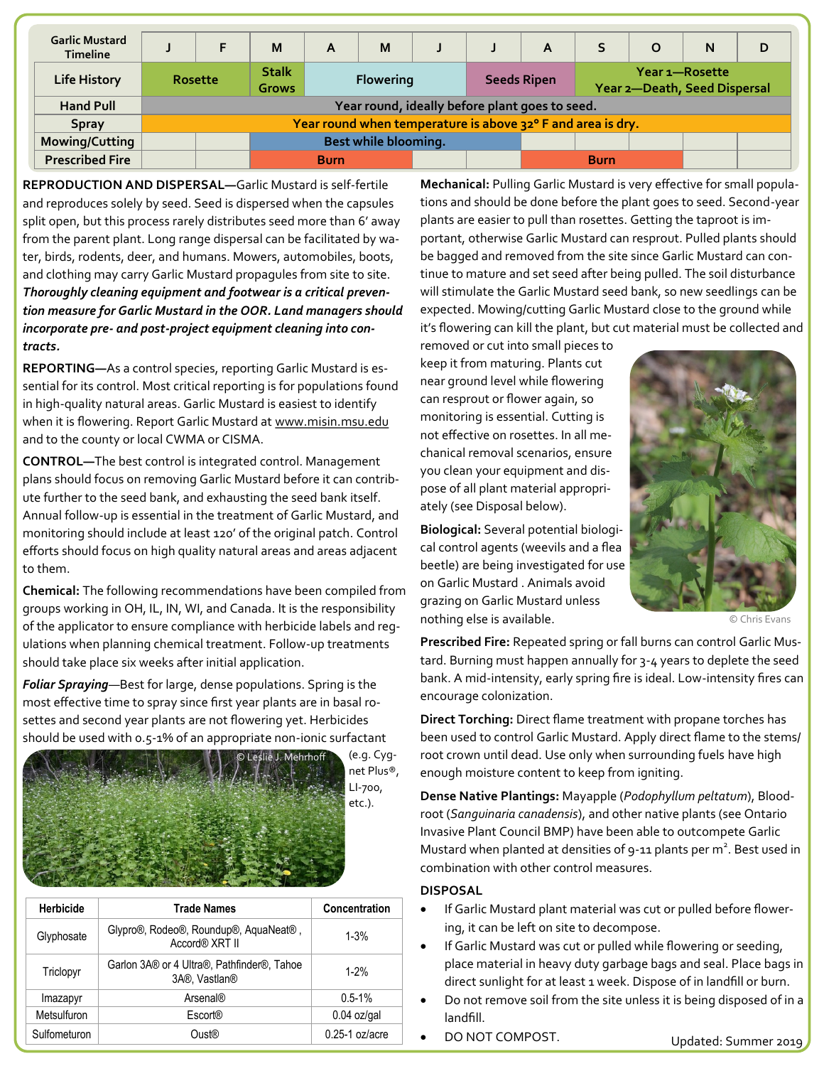| Garlic Mustard Timeline | J | F | M | A | M | J | J | A | S | O | N | D |
|---|---|---|---|---|---|---|---|---|---|---|---|---|
| Life History | Rosette | | Stalk Grows | Flowering | | | Seeds Ripen | | Year 1—Rosette Year 2—Death, Seed Dispersal | | | |
| Hand Pull | Year round, ideally before plant goes to seed. | | | | | | | | | | | |
| Spray | Year round when temperature is above 32° F and area is dry. | | | | | | | | | | | |
| Mowing/Cutting | | | Best while blooming. | | | | | | | | | |
| Prescribed Fire | | | Burn | | | | | Burn | | | | |

**REPRODUCTION AND DISPERSAL**—Garlic Mustard is self-fertile and reproduces solely by seed. Seed is dispersed when the capsules split open, but this process rarely distributes seed more than 6' away from the parent plant. Long range dispersal can be facilitated by water, birds, rodents, deer, and humans. Mowers, automobiles, boots, and clothing may carry Garlic Mustard propagules from site to site. ***Thoroughly cleaning equipment and footwear is a critical prevention measure for Garlic Mustard in the OOR. Land managers should incorporate pre- and post-project equipment cleaning into contracts.***

**REPORTING**—As a control species, reporting Garlic Mustard is essential for its control. Most critical reporting is for populations found in high-quality natural areas. Garlic Mustard is easiest to identify when it is flowering. Report Garlic Mustard at www.misin.msu.edu and to the county or local CWMA or CISMA.

**CONTROL**—The best control is integrated control. Management plans should focus on removing Garlic Mustard before it can contribute further to the seed bank, and exhausting the seed bank itself. Annual follow-up is essential in the treatment of Garlic Mustard, and monitoring should include at least 120' of the original patch. Control efforts should focus on high quality natural areas and areas adjacent to them.

**Chemical:** The following recommendations have been compiled from groups working in OH, IL, IN, WI, and Canada. It is the responsibility of the applicator to ensure compliance with herbicide labels and regulations when planning chemical treatment. Follow-up treatments should take place six weeks after initial application.

***Foliar Spraying***—Best for large, dense populations. Spring is the most effective time to spray since first year plants are in basal rosettes and second year plants are not flowering yet. Herbicides should be used with 0.5-1% of an appropriate non-ionic surfactant (e.g. Cygnet Plus®, LI-700, etc.).

© Leslie J. Mehrhoff

| Herbicide | Trade Names | Concentration |
|---|---|---|
| Glyphosate | Glypro®, Rodeo®, Roundup®, AquaNeat®, Accord® XRT II | 1-3% |
| Triclopyr | Garlon 3A® or 4 Ultra®, Pathfinder®, Tahoe 3A®, Vastlan® | 1-2% |
| Imazapyr | Arsenal® | 0.5-1% |
| Metsulfuron | Escort® | 0.04 oz/gal |
| Sulfometuron | Oust® | 0.25-1 oz/acre |

**Mechanical:** Pulling Garlic Mustard is very effective for small populations and should be done before the plant goes to seed. Second-year plants are easier to pull than rosettes. Getting the taproot is important, otherwise Garlic Mustard can resprout. Pulled plants should be bagged and removed from the site since Garlic Mustard can continue to mature and set seed after being pulled. The soil disturbance will stimulate the Garlic Mustard seed bank, so new seedlings can be expected. Mowing/cutting Garlic Mustard close to the ground while it's flowering can kill the plant, but cut material must be collected and removed or cut into small pieces to keep it from maturing. Plants cut near ground level while flowering can resprout or flower again, so monitoring is essential. Cutting is not effective on rosettes. In all mechanical removal scenarios, ensure you clean your equipment and dispose of all plant material appropriately (see Disposal below).

**Biological:** Several potential biological control agents (weevils and a flea beetle) are being investigated for use on Garlic Mustard . Animals avoid grazing on Garlic Mustard unless nothing else is available.

© Chris Evans

**Prescribed Fire:** Repeated spring or fall burns can control Garlic Mustard. Burning must happen annually for 3-4 years to deplete the seed bank. A mid-intensity, early spring fire is ideal. Low-intensity fires can encourage colonization.

**Direct Torching:** Direct flame treatment with propane torches has been used to control Garlic Mustard. Apply direct flame to the stems/root crown until dead. Use only when surrounding fuels have high enough moisture content to keep from igniting.

**Dense Native Plantings:** Mayapple (*Podophyllum peltatum*), Bloodroot (*Sanguinaria canadensis*), and other native plants (see Ontario Invasive Plant Council BMP) have been able to outcompete Garlic Mustard when planted at densities of 9-11 plants per $m^2$. Best used in combination with other control measures.

**DISPOSAL**

- If Garlic Mustard plant material was cut or pulled before flowering, it can be left on site to decompose.
- If Garlic Mustard was cut or pulled while flowering or seeding, place material in heavy duty garbage bags and seal. Place bags in direct sunlight for at least 1 week. Dispose of in landfill or burn.
- Do not remove soil from the site unless it is being disposed of in a landfill.
- DO NOT COMPOST.

Updated: Summer 2019